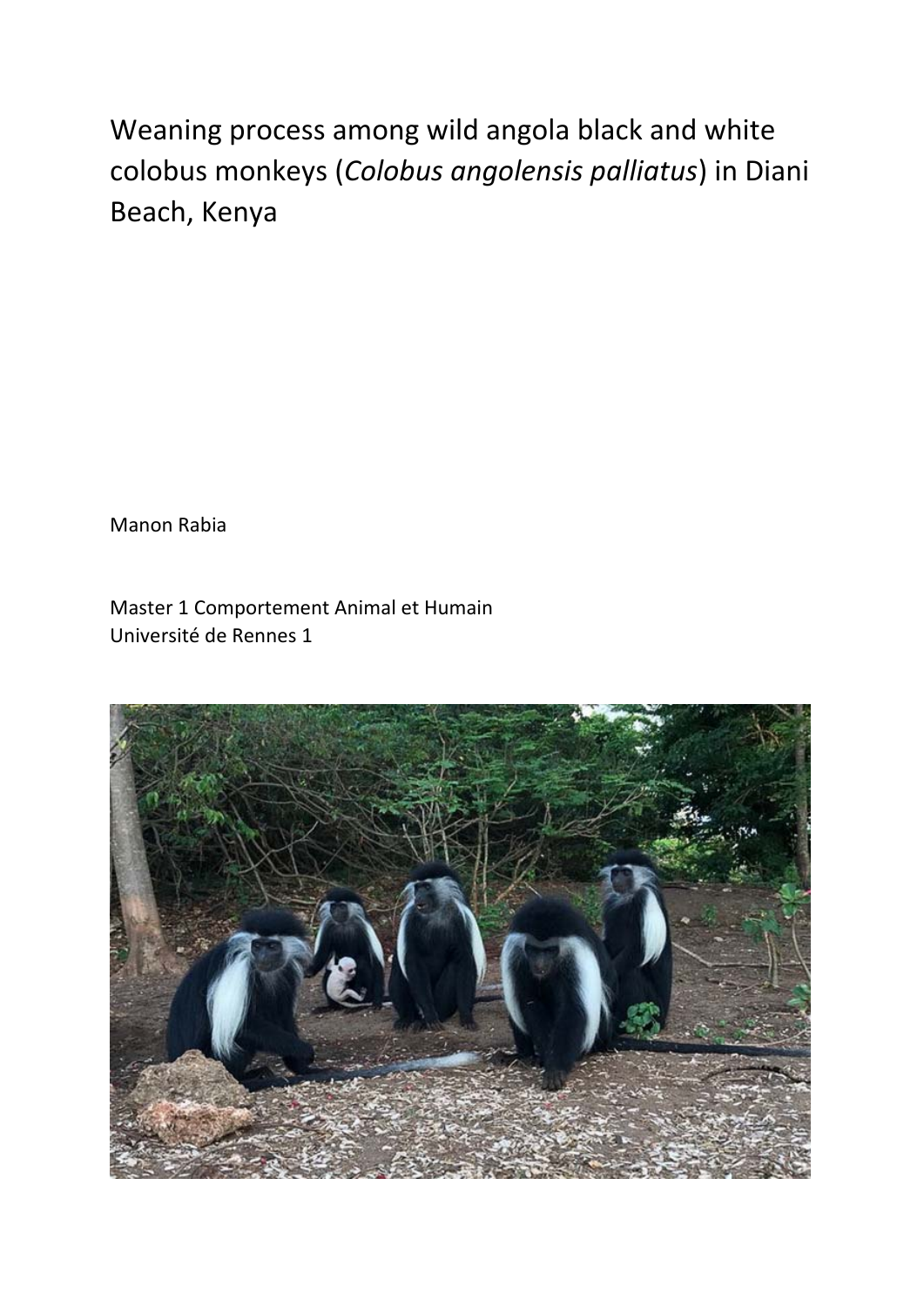# Weaning process among wild angola black and white colobus monkeys (*Colobus angolensis palliatus*) in Diani Beach, Kenya

Manon Rabia

Master 1 Comportement Animal et Humain
Université de Rennes 1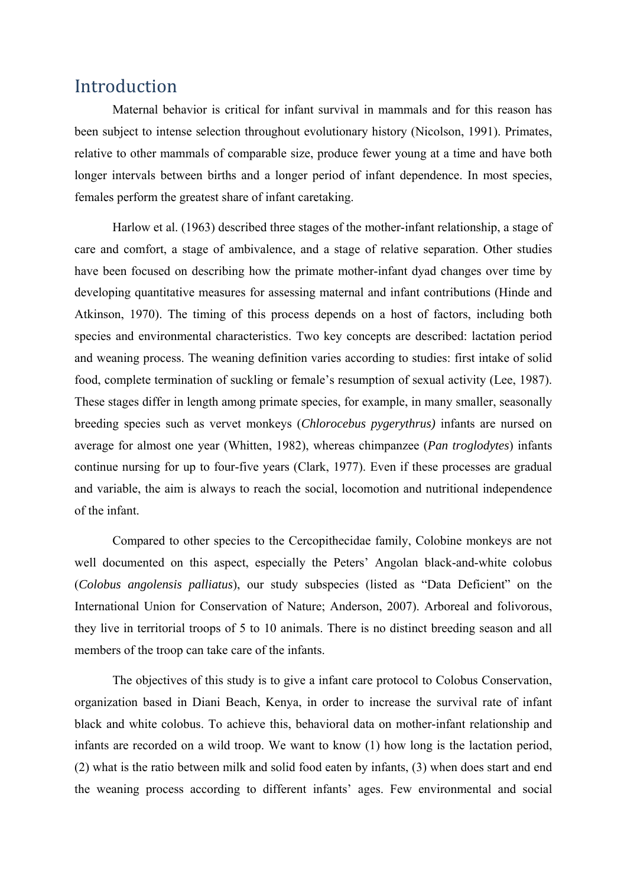# Introduction

Maternal behavior is critical for infant survival in mammals and for this reason has been subject to intense selection throughout evolutionary history (Nicolson, 1991). Primates, relative to other mammals of comparable size, produce fewer young at a time and have both longer intervals between births and a longer period of infant dependence. In most species, females perform the greatest share of infant caretaking.

Harlow et al. (1963) described three stages of the mother-infant relationship, a stage of care and comfort, a stage of ambivalence, and a stage of relative separation. Other studies have been focused on describing how the primate mother-infant dyad changes over time by developing quantitative measures for assessing maternal and infant contributions (Hinde and Atkinson, 1970). The timing of this process depends on a host of factors, including both species and environmental characteristics. Two key concepts are described: lactation period and weaning process. The weaning definition varies according to studies: first intake of solid food, complete termination of suckling or female's resumption of sexual activity (Lee, 1987). These stages differ in length among primate species, for example, in many smaller, seasonally breeding species such as vervet monkeys (*Chlorocebus pygerythrus)* infants are nursed on average for almost one year (Whitten, 1982), whereas chimpanzee (*Pan troglodytes*) infants continue nursing for up to four-five years (Clark, 1977). Even if these processes are gradual and variable, the aim is always to reach the social, locomotion and nutritional independence of the infant.

Compared to other species to the Cercopithecidae family, Colobine monkeys are not well documented on this aspect, especially the Peters' Angolan black-and-white colobus (*Colobus angolensis palliatus*), our study subspecies (listed as "Data Deficient" on the International Union for Conservation of Nature; Anderson, 2007). Arboreal and folivorous, they live in territorial troops of 5 to 10 animals. There is no distinct breeding season and all members of the troop can take care of the infants.

The objectives of this study is to give a infant care protocol to Colobus Conservation, organization based in Diani Beach, Kenya, in order to increase the survival rate of infant black and white colobus. To achieve this, behavioral data on mother-infant relationship and infants are recorded on a wild troop. We want to know (1) how long is the lactation period, (2) what is the ratio between milk and solid food eaten by infants, (3) when does start and end the weaning process according to different infants' ages. Few environmental and social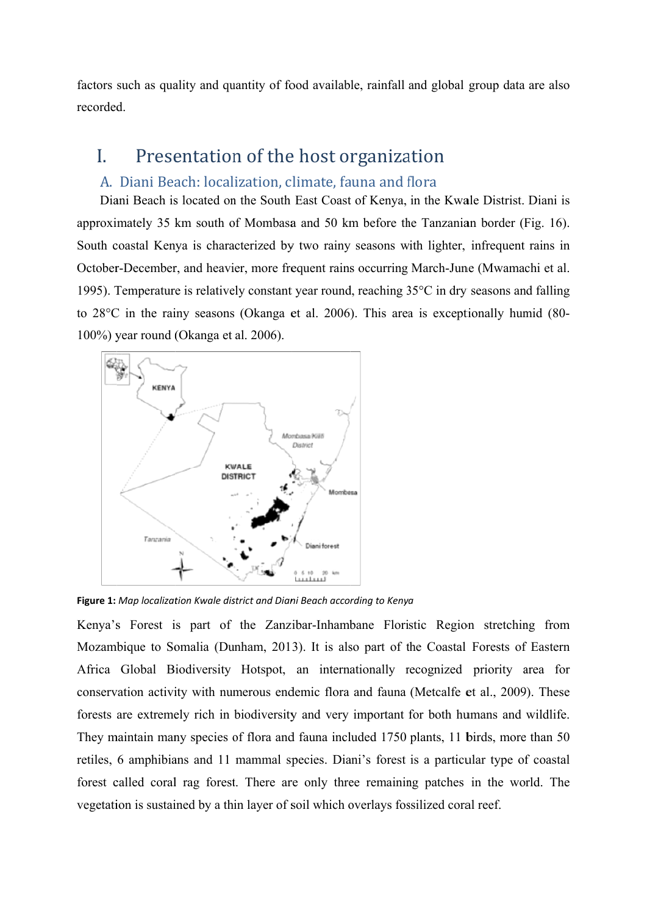factors such as quality and quantity of food available, rainfall and global group data are also recorded.

# I. Presentation of the host organization

## A. Diani Beach: localization, climate, fauna and flora

Diani Beach is located on the South East Coast of Kenya, in the Kwale Distrist. Diani is approximately 35 km south of Mombasa and 50 km before the Tanzanian border (Fig. 16). South coastal Kenya is characterized by two rainy seasons with lighter, infrequent rains in October-December, and heavier, more frequent rains occurring March-June (Mwamachi et al. 1995). Temperature is relatively constant year round, reaching 35°C in dry seasons and falling to 28°C in the rainy seasons (Okanga et al. 2006). This area is exceptionally humid (80-100%) year round (Okanga et al. 2006).

**Figure 1:** *Map localization Kwale district and Diani Beach according to Kenya*

Kenya's Forest is part of the Zanzibar-Inhambane Floristic Region stretching from Mozambique to Somalia (Dunham, 2013). It is also part of the Coastal Forests of Eastern Africa Global Biodiversity Hotspot, an internationally recognized priority area for conservation activity with numerous endemic flora and fauna (Metcalfe et al., 2009). These forests are extremely rich in biodiversity and very important for both humans and wildlife. They maintain many species of flora and fauna included 1750 plants, 11 birds, more than 50 retiles, 6 amphibians and 11 mammal species. Diani's forest is a particular type of coastal forest called coral rag forest. There are only three remaining patches in the world. The vegetation is sustained by a thin layer of soil which overlays fossilized coral reef.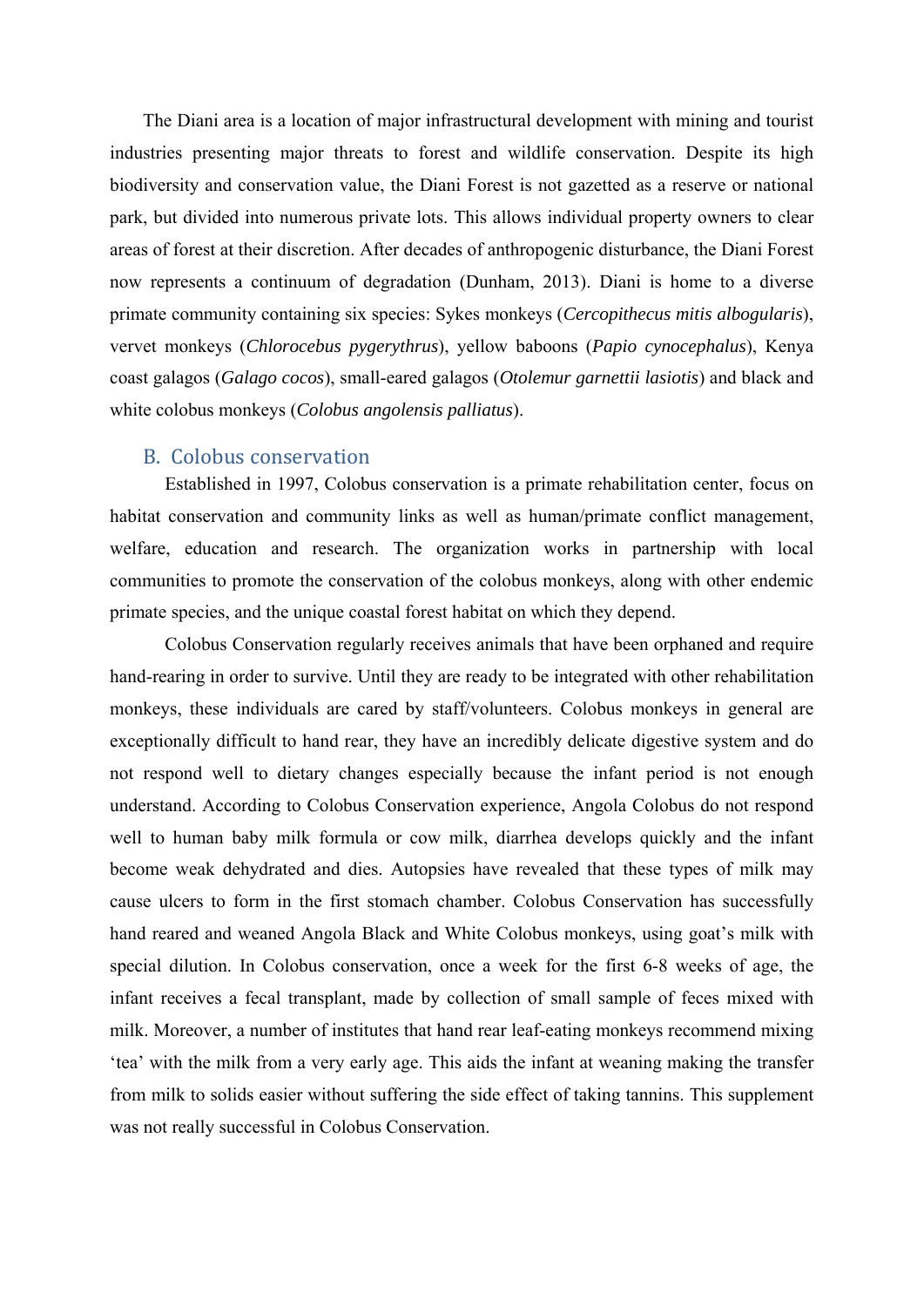The Diani area is a location of major infrastructural development with mining and tourist industries presenting major threats to forest and wildlife conservation. Despite its high biodiversity and conservation value, the Diani Forest is not gazetted as a reserve or national park, but divided into numerous private lots. This allows individual property owners to clear areas of forest at their discretion. After decades of anthropogenic disturbance, the Diani Forest now represents a continuum of degradation (Dunham, 2013). Diani is home to a diverse primate community containing six species: Sykes monkeys (*Cercopithecus mitis albogularis*), vervet monkeys (*Chlorocebus pygerythrus*), yellow baboons (*Papio cynocephalus*), Kenya coast galagos (*Galago cocos*), small-eared galagos (*Otolemur garnettii lasiotis*) and black and white colobus monkeys (*Colobus angolensis palliatus*).

## B. Colobus conservation

Established in 1997, Colobus conservation is a primate rehabilitation center, focus on habitat conservation and community links as well as human/primate conflict management, welfare, education and research. The organization works in partnership with local communities to promote the conservation of the colobus monkeys, along with other endemic primate species, and the unique coastal forest habitat on which they depend.

Colobus Conservation regularly receives animals that have been orphaned and require hand-rearing in order to survive. Until they are ready to be integrated with other rehabilitation monkeys, these individuals are cared by staff/volunteers. Colobus monkeys in general are exceptionally difficult to hand rear, they have an incredibly delicate digestive system and do not respond well to dietary changes especially because the infant period is not enough understand. According to Colobus Conservation experience, Angola Colobus do not respond well to human baby milk formula or cow milk, diarrhea develops quickly and the infant become weak dehydrated and dies. Autopsies have revealed that these types of milk may cause ulcers to form in the first stomach chamber. Colobus Conservation has successfully hand reared and weaned Angola Black and White Colobus monkeys, using goat's milk with special dilution. In Colobus conservation, once a week for the first 6-8 weeks of age, the infant receives a fecal transplant, made by collection of small sample of feces mixed with milk. Moreover, a number of institutes that hand rear leaf-eating monkeys recommend mixing 'tea' with the milk from a very early age. This aids the infant at weaning making the transfer from milk to solids easier without suffering the side effect of taking tannins. This supplement was not really successful in Colobus Conservation.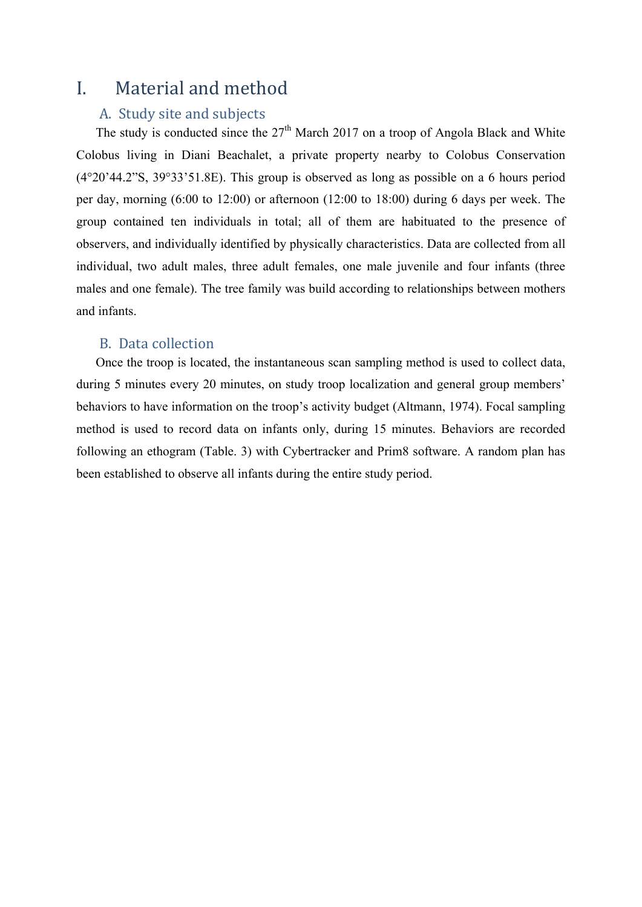# I. Material and method

## A. Study site and subjects

The study is conducted since the 27th March 2017 on a troop of Angola Black and White Colobus living in Diani Beachalet, a private property nearby to Colobus Conservation (4°20'44.2"S, 39°33'51.8E). This group is observed as long as possible on a 6 hours period per day, morning (6:00 to 12:00) or afternoon (12:00 to 18:00) during 6 days per week. The group contained ten individuals in total; all of them are habituated to the presence of observers, and individually identified by physically characteristics. Data are collected from all individual, two adult males, three adult females, one male juvenile and four infants (three males and one female). The tree family was build according to relationships between mothers and infants.

## B. Data collection

Once the troop is located, the instantaneous scan sampling method is used to collect data, during 5 minutes every 20 minutes, on study troop localization and general group members' behaviors to have information on the troop's activity budget (Altmann, 1974). Focal sampling method is used to record data on infants only, during 15 minutes. Behaviors are recorded following an ethogram (Table. 3) with Cybertracker and Prim8 software. A random plan has been established to observe all infants during the entire study period.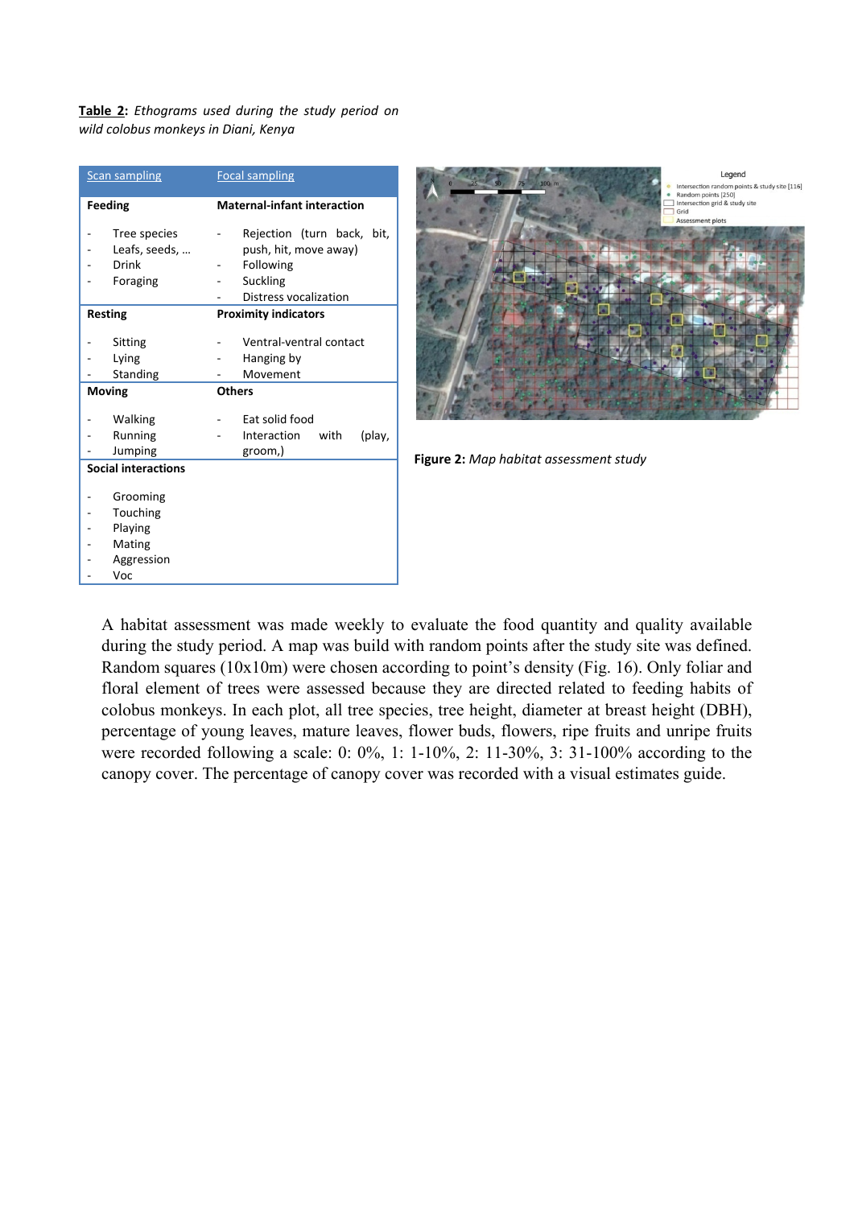**Table 2**: *Ethograms used during the study period on wild colobus monkeys in Diani, Kenya*

| Scan sampling | Focal sampling |
|---|---|
| **Feeding**<br>- Tree species<br>- Leafs, seeds, …<br>- Drink<br>- Foraging | **Maternal-infant interaction**<br>- Rejection (turn back, bit, push, hit, move away)<br>- Following<br>- Suckling<br>- Distress vocalization |
| **Resting**<br>- Sitting<br>- Lying<br>- Standing | **Proximity indicators**<br>- Ventral-ventral contact<br>- Hanging by<br>- Movement |
| **Moving**<br>- Walking<br>- Running<br>- Jumping | **Others**<br>- Eat solid food<br>- Interaction with (play, groom,) |
| **Social interactions**<br>- Grooming<br>- Touching<br>- Playing<br>- Mating<br>- Aggression<br>- Voc | |

0 25 50 75 100 m

Legend
Intersection random points & study site [116]
Random points [250]
Intersection grid & study site
Grid
Assessment plots

**Figure 2:** *Map habitat assessment study*

A habitat assessment was made weekly to evaluate the food quantity and quality available during the study period. A map was build with random points after the study site was defined. Random squares (10x10m) were chosen according to point's density (Fig. 16). Only foliar and floral element of trees were assessed because they are directed related to feeding habits of colobus monkeys. In each plot, all tree species, tree height, diameter at breast height (DBH), percentage of young leaves, mature leaves, flower buds, flowers, ripe fruits and unripe fruits were recorded following a scale: 0: 0%, 1: 1-10%, 2: 11-30%, 3: 31-100% according to the canopy cover. The percentage of canopy cover was recorded with a visual estimates guide.